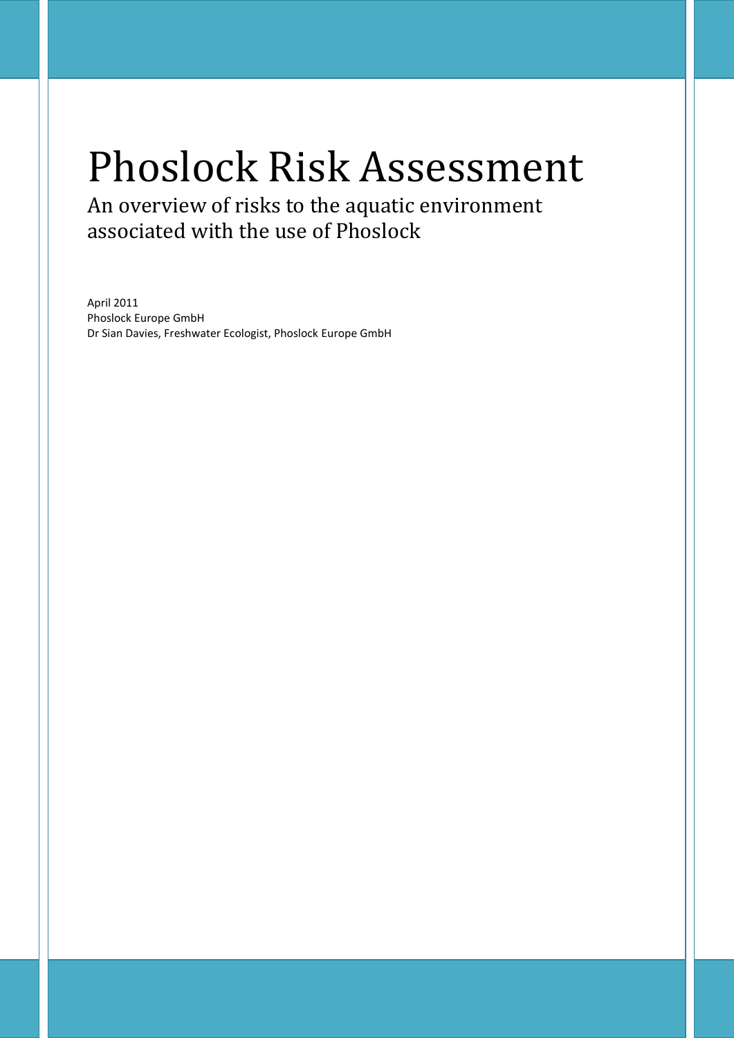# Phoslock Risk Assessment

## An overview of risks to the aquatic environment associated with the use of Phoslock

April 2011
Phoslock Europe GmbH
Dr Sian Davies, Freshwater Ecologist, Phoslock Europe GmbH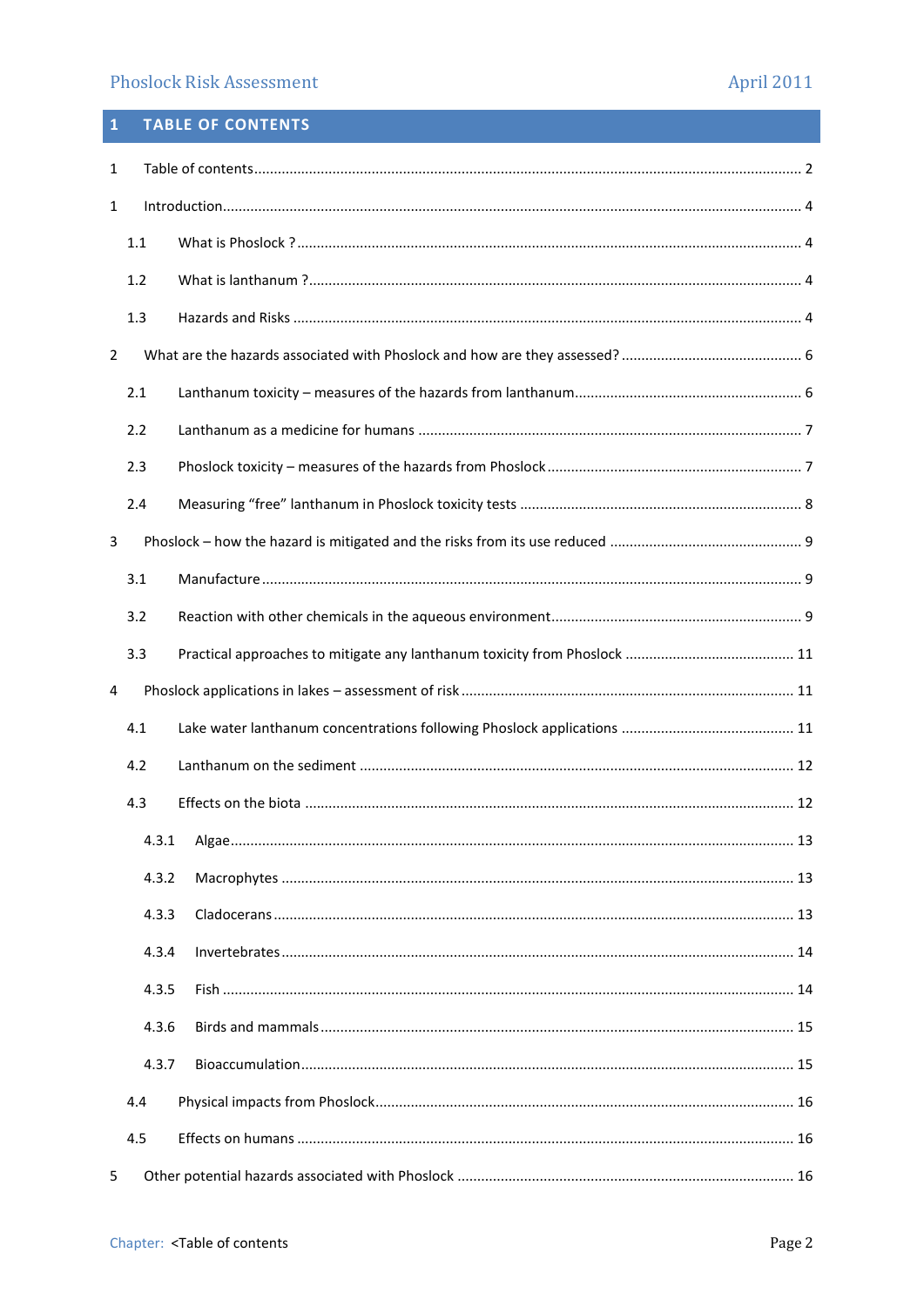# 1 TABLE OF CONTENTS

1 Table of contents ... 2

1 Introduction ... 4

- 1.1 What is Phoslock ? ... 4
- 1.2 What is lanthanum ? ... 4
- 1.3 Hazards and Risks ... 4

2 What are the hazards associated with Phoslock and how are they assessed? ... 6

- 2.1 Lanthanum toxicity – measures of the hazards from lanthanum ... 6
- 2.2 Lanthanum as a medicine for humans ... 7
- 2.3 Phoslock toxicity – measures of the hazards from Phoslock ... 7
- 2.4 Measuring "free" lanthanum in Phoslock toxicity tests ... 8

3 Phoslock – how the hazard is mitigated and the risks from its use reduced ... 9

- 3.1 Manufacture ... 9
- 3.2 Reaction with other chemicals in the aqueous environment ... 9
- 3.3 Practical approaches to mitigate any lanthanum toxicity from Phoslock ... 11

4 Phoslock applications in lakes – assessment of risk ... 11

- 4.1 Lake water lanthanum concentrations following Phoslock applications ... 11
- 4.2 Lanthanum on the sediment ... 12
- 4.3 Effects on the biota ... 12
  - 4.3.1 Algae ... 13
  - 4.3.2 Macrophytes ... 13
  - 4.3.3 Cladocerans ... 13
  - 4.3.4 Invertebrates ... 14
  - 4.3.5 Fish ... 14
  - 4.3.6 Birds and mammals ... 15
  - 4.3.7 Bioaccumulation ... 15
- 4.4 Physical impacts from Phoslock ... 16
- 4.5 Effects on humans ... 16

5 Other potential hazards associated with Phoslock ... 16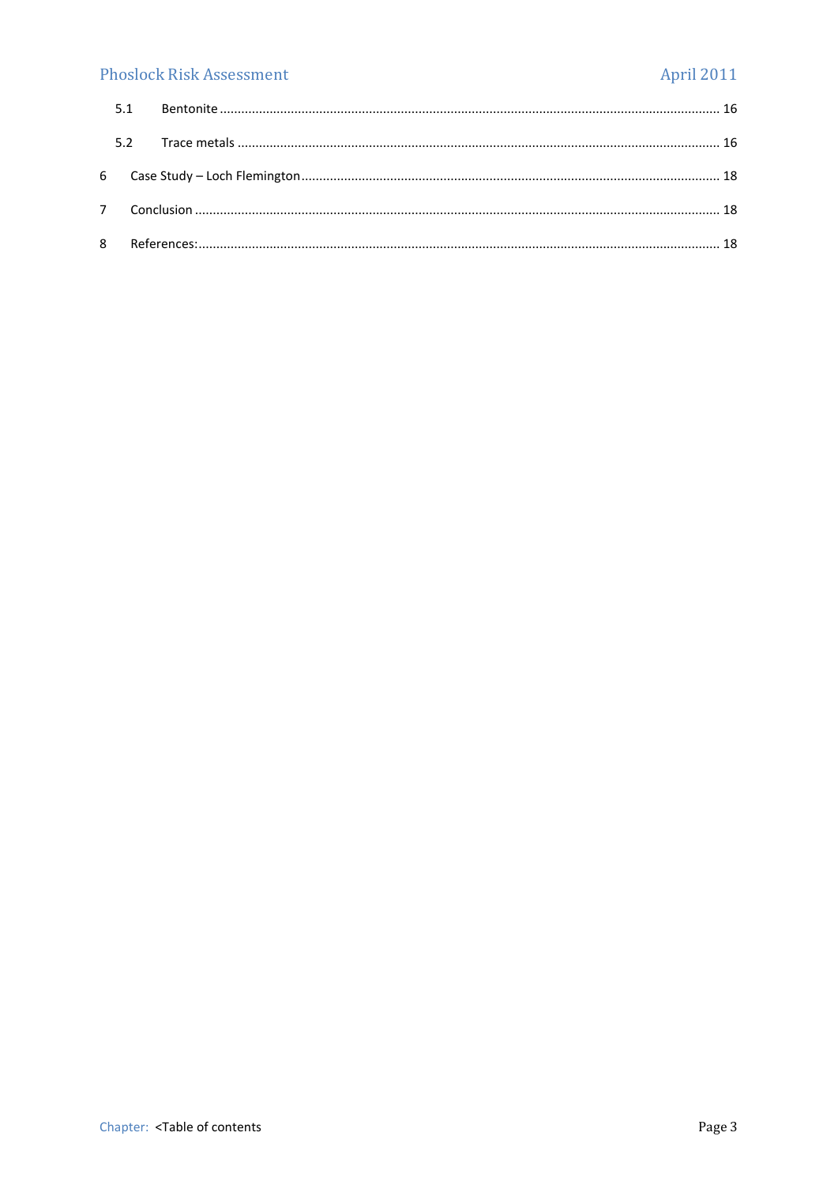5.1 Bentonite ........................................................................................................................................... 16

5.2 Trace metals ....................................................................................................................................... 16

6 Case Study – Loch Flemington ..................................................................................................................... 18

7 Conclusion ................................................................................................................................................... 18

8 References: .................................................................................................................................................. 18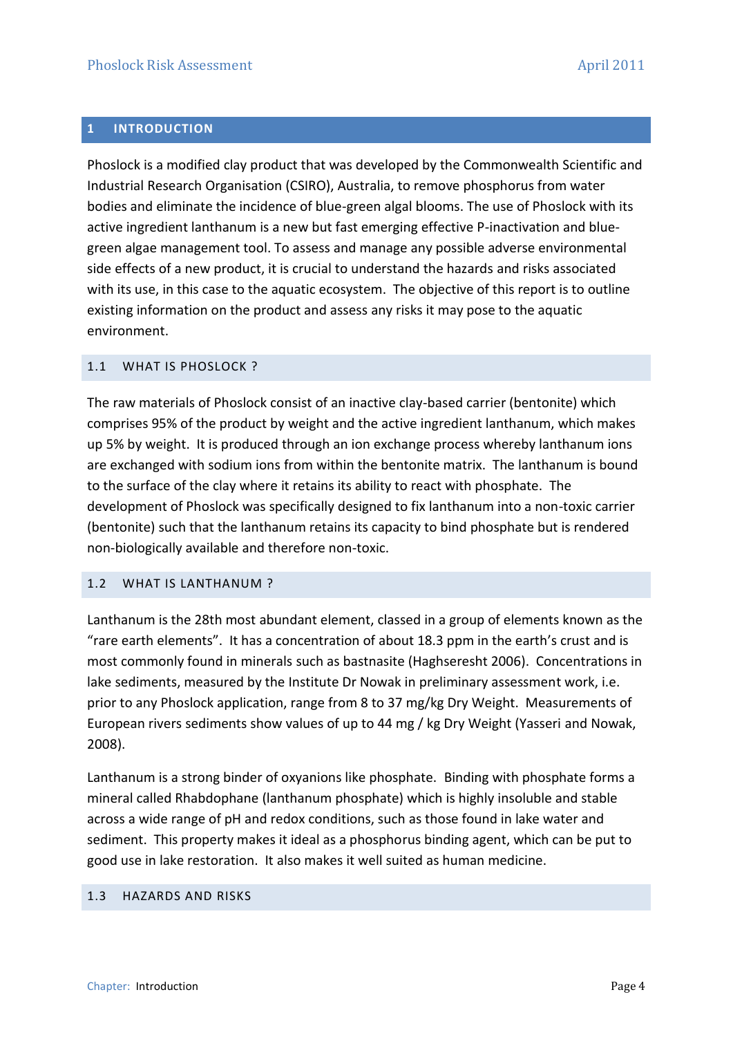# 1 INTRODUCTION

Phoslock is a modified clay product that was developed by the Commonwealth Scientific and Industrial Research Organisation (CSIRO), Australia, to remove phosphorus from water bodies and eliminate the incidence of blue-green algal blooms. The use of Phoslock with its active ingredient lanthanum is a new but fast emerging effective P-inactivation and blue-green algae management tool. To assess and manage any possible adverse environmental side effects of a new product, it is crucial to understand the hazards and risks associated with its use, in this case to the aquatic ecosystem. The objective of this report is to outline existing information on the product and assess any risks it may pose to the aquatic environment.

## 1.1 WHAT IS PHOSLOCK ?

The raw materials of Phoslock consist of an inactive clay-based carrier (bentonite) which comprises 95% of the product by weight and the active ingredient lanthanum, which makes up 5% by weight. It is produced through an ion exchange process whereby lanthanum ions are exchanged with sodium ions from within the bentonite matrix. The lanthanum is bound to the surface of the clay where it retains its ability to react with phosphate. The development of Phoslock was specifically designed to fix lanthanum into a non-toxic carrier (bentonite) such that the lanthanum retains its capacity to bind phosphate but is rendered non-biologically available and therefore non-toxic.

## 1.2 WHAT IS LANTHANUM ?

Lanthanum is the 28th most abundant element, classed in a group of elements known as the "rare earth elements". It has a concentration of about 18.3 ppm in the earth's crust and is most commonly found in minerals such as bastnasite (Haghseresht 2006). Concentrations in lake sediments, measured by the Institute Dr Nowak in preliminary assessment work, i.e. prior to any Phoslock application, range from 8 to 37 mg/kg Dry Weight. Measurements of European rivers sediments show values of up to 44 mg / kg Dry Weight (Yasseri and Nowak, 2008).

Lanthanum is a strong binder of oxyanions like phosphate. Binding with phosphate forms a mineral called Rhabdophane (lanthanum phosphate) which is highly insoluble and stable across a wide range of pH and redox conditions, such as those found in lake water and sediment. This property makes it ideal as a phosphorus binding agent, which can be put to good use in lake restoration. It also makes it well suited as human medicine.

## 1.3 HAZARDS AND RISKS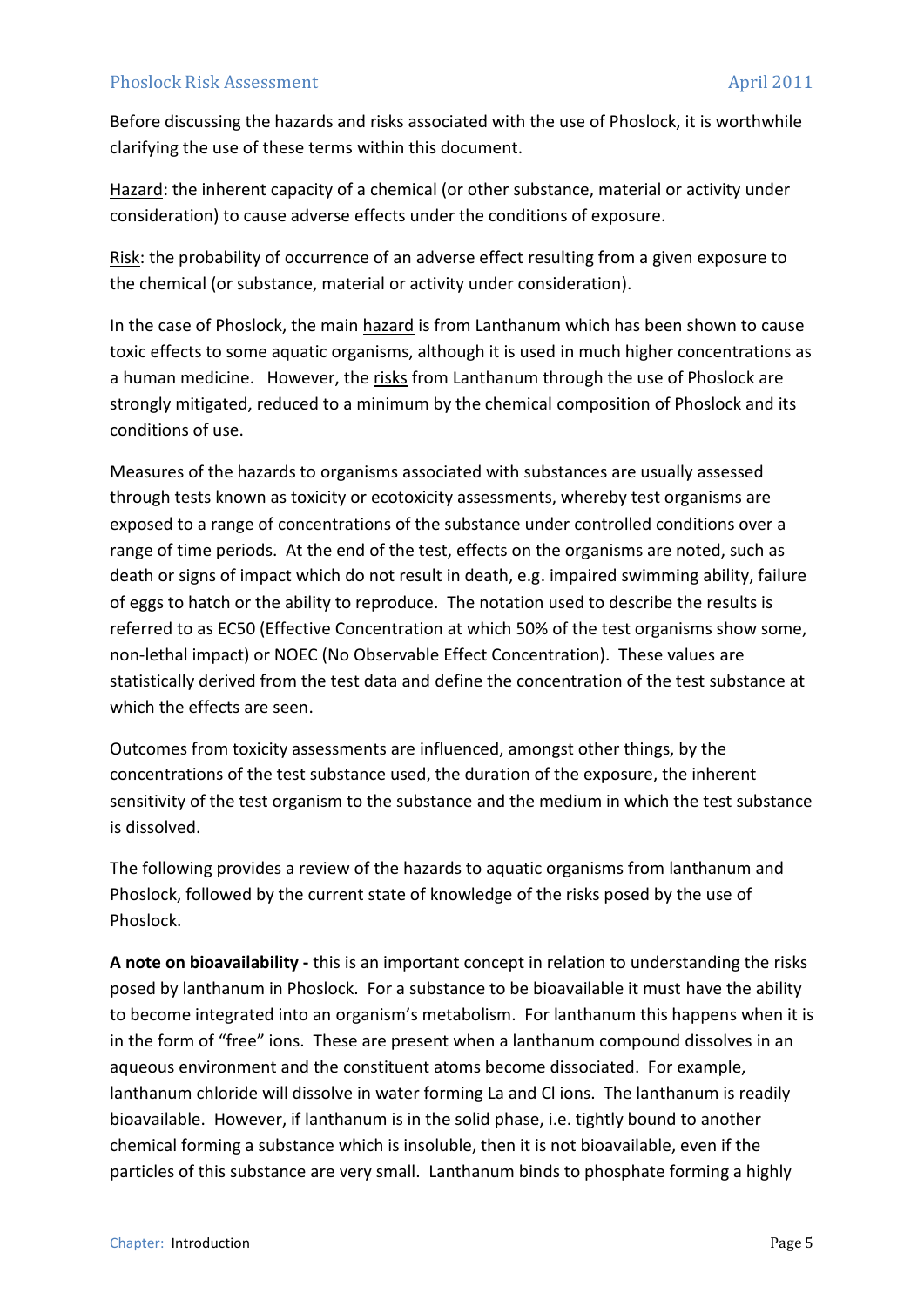Before discussing the hazards and risks associated with the use of Phoslock, it is worthwhile clarifying the use of these terms within this document.

Hazard: the inherent capacity of a chemical (or other substance, material or activity under consideration) to cause adverse effects under the conditions of exposure.

Risk: the probability of occurrence of an adverse effect resulting from a given exposure to the chemical (or substance, material or activity under consideration).

In the case of Phoslock, the main hazard is from Lanthanum which has been shown to cause toxic effects to some aquatic organisms, although it is used in much higher concentrations as a human medicine. However, the risks from Lanthanum through the use of Phoslock are strongly mitigated, reduced to a minimum by the chemical composition of Phoslock and its conditions of use.

Measures of the hazards to organisms associated with substances are usually assessed through tests known as toxicity or ecotoxicity assessments, whereby test organisms are exposed to a range of concentrations of the substance under controlled conditions over a range of time periods. At the end of the test, effects on the organisms are noted, such as death or signs of impact which do not result in death, e.g. impaired swimming ability, failure of eggs to hatch or the ability to reproduce. The notation used to describe the results is referred to as EC50 (Effective Concentration at which 50% of the test organisms show some, non-lethal impact) or NOEC (No Observable Effect Concentration). These values are statistically derived from the test data and define the concentration of the test substance at which the effects are seen.

Outcomes from toxicity assessments are influenced, amongst other things, by the concentrations of the test substance used, the duration of the exposure, the inherent sensitivity of the test organism to the substance and the medium in which the test substance is dissolved.

The following provides a review of the hazards to aquatic organisms from lanthanum and Phoslock, followed by the current state of knowledge of the risks posed by the use of Phoslock.

**A note on bioavailability -** this is an important concept in relation to understanding the risks posed by lanthanum in Phoslock. For a substance to be bioavailable it must have the ability to become integrated into an organism's metabolism. For lanthanum this happens when it is in the form of "free" ions. These are present when a lanthanum compound dissolves in an aqueous environment and the constituent atoms become dissociated. For example, lanthanum chloride will dissolve in water forming La and Cl ions. The lanthanum is readily bioavailable. However, if lanthanum is in the solid phase, i.e. tightly bound to another chemical forming a substance which is insoluble, then it is not bioavailable, even if the particles of this substance are very small. Lanthanum binds to phosphate forming a highly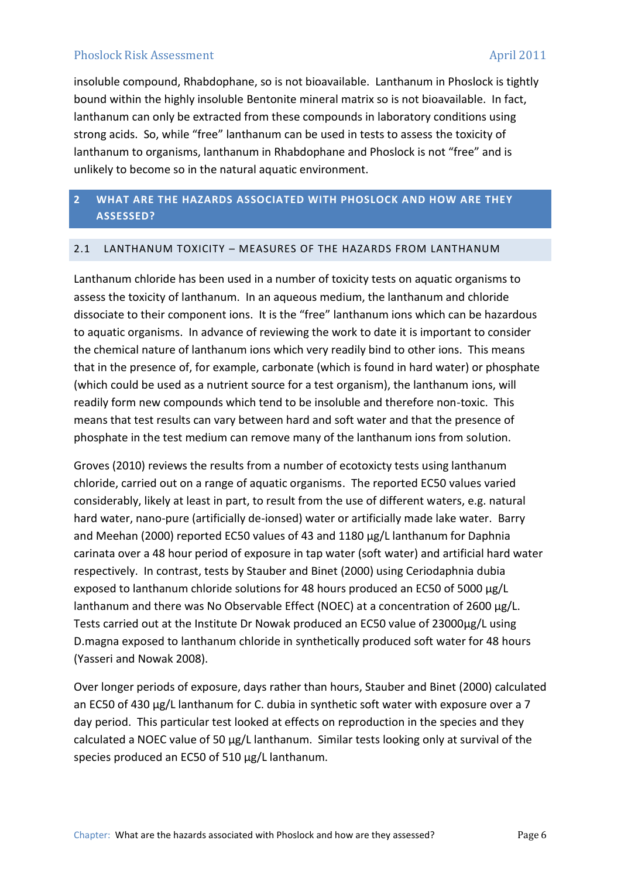insoluble compound, Rhabdophane, so is not bioavailable. Lanthanum in Phoslock is tightly bound within the highly insoluble Bentonite mineral matrix so is not bioavailable. In fact, lanthanum can only be extracted from these compounds in laboratory conditions using strong acids. So, while "free" lanthanum can be used in tests to assess the toxicity of lanthanum to organisms, lanthanum in Rhabdophane and Phoslock is not "free" and is unlikely to become so in the natural aquatic environment.

# 2 WHAT ARE THE HAZARDS ASSOCIATED WITH PHOSLOCK AND HOW ARE THEY ASSESSED?

## 2.1 LANTHANUM TOXICITY – MEASURES OF THE HAZARDS FROM LANTHANUM

Lanthanum chloride has been used in a number of toxicity tests on aquatic organisms to assess the toxicity of lanthanum. In an aqueous medium, the lanthanum and chloride dissociate to their component ions. It is the "free" lanthanum ions which can be hazardous to aquatic organisms. In advance of reviewing the work to date it is important to consider the chemical nature of lanthanum ions which very readily bind to other ions. This means that in the presence of, for example, carbonate (which is found in hard water) or phosphate (which could be used as a nutrient source for a test organism), the lanthanum ions, will readily form new compounds which tend to be insoluble and therefore non-toxic. This means that test results can vary between hard and soft water and that the presence of phosphate in the test medium can remove many of the lanthanum ions from solution.

Groves (2010) reviews the results from a number of ecotoxicty tests using lanthanum chloride, carried out on a range of aquatic organisms. The reported EC50 values varied considerably, likely at least in part, to result from the use of different waters, e.g. natural hard water, nano-pure (artificially de-ionsed) water or artificially made lake water. Barry and Meehan (2000) reported EC50 values of 43 and 1180 µg/L lanthanum for Daphnia carinata over a 48 hour period of exposure in tap water (soft water) and artificial hard water respectively. In contrast, tests by Stauber and Binet (2000) using Ceriodaphnia dubia exposed to lanthanum chloride solutions for 48 hours produced an EC50 of 5000 µg/L lanthanum and there was No Observable Effect (NOEC) at a concentration of 2600 µg/L. Tests carried out at the Institute Dr Nowak produced an EC50 value of 23000µg/L using D.magna exposed to lanthanum chloride in synthetically produced soft water for 48 hours (Yasseri and Nowak 2008).

Over longer periods of exposure, days rather than hours, Stauber and Binet (2000) calculated an EC50 of 430 µg/L lanthanum for C. dubia in synthetic soft water with exposure over a 7 day period. This particular test looked at effects on reproduction in the species and they calculated a NOEC value of 50 µg/L lanthanum. Similar tests looking only at survival of the species produced an EC50 of 510 µg/L lanthanum.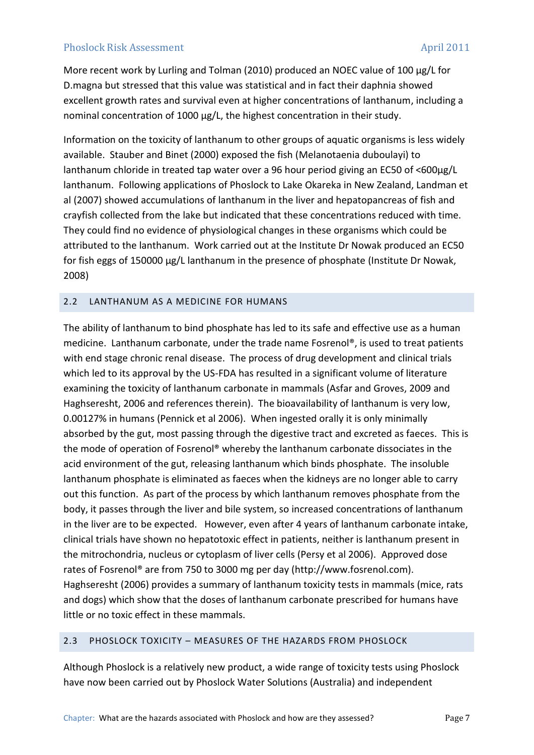More recent work by Lurling and Tolman (2010) produced an NOEC value of 100 µg/L for D.magna but stressed that this value was statistical and in fact their daphnia showed excellent growth rates and survival even at higher concentrations of lanthanum, including a nominal concentration of 1000 µg/L, the highest concentration in their study.

Information on the toxicity of lanthanum to other groups of aquatic organisms is less widely available. Stauber and Binet (2000) exposed the fish (Melanotaenia duboulayi) to lanthanum chloride in treated tap water over a 96 hour period giving an EC50 of <600µg/L lanthanum. Following applications of Phoslock to Lake Okareka in New Zealand, Landman et al (2007) showed accumulations of lanthanum in the liver and hepatopancreas of fish and crayfish collected from the lake but indicated that these concentrations reduced with time. They could find no evidence of physiological changes in these organisms which could be attributed to the lanthanum. Work carried out at the Institute Dr Nowak produced an EC50 for fish eggs of 150000 µg/L lanthanum in the presence of phosphate (Institute Dr Nowak, 2008)

## 2.2 LANTHANUM AS A MEDICINE FOR HUMANS

The ability of lanthanum to bind phosphate has led to its safe and effective use as a human medicine. Lanthanum carbonate, under the trade name Fosrenol®, is used to treat patients with end stage chronic renal disease. The process of drug development and clinical trials which led to its approval by the US-FDA has resulted in a significant volume of literature examining the toxicity of lanthanum carbonate in mammals (Asfar and Groves, 2009 and Haghsheresht, 2006 and references therein). The bioavailability of lanthanum is very low, 0.00127% in humans (Pennick et al 2006). When ingested orally it is only minimally absorbed by the gut, most passing through the digestive tract and excreted as faeces. This is the mode of operation of Fosrenol® whereby the lanthanum carbonate dissociates in the acid environment of the gut, releasing lanthanum which binds phosphate. The insoluble lanthanum phosphate is eliminated as faeces when the kidneys are no longer able to carry out this function. As part of the process by which lanthanum removes phosphate from the body, it passes through the liver and bile system, so increased concentrations of lanthanum in the liver are to be expected. However, even after 4 years of lanthanum carbonate intake, clinical trials have shown no hepatotoxic effect in patients, neither is lanthanum present in the mitrochondria, nucleus or cytoplasm of liver cells (Persy et al 2006). Approved dose rates of Fosrenol® are from 750 to 3000 mg per day (http://www.fosrenol.com). Haghsheresht (2006) provides a summary of lanthanum toxicity tests in mammals (mice, rats and dogs) which show that the doses of lanthanum carbonate prescribed for humans have little or no toxic effect in these mammals.

## 2.3 PHOSLOCK TOXICITY – MEASURES OF THE HAZARDS FROM PHOSLOCK

Although Phoslock is a relatively new product, a wide range of toxicity tests using Phoslock have now been carried out by Phoslock Water Solutions (Australia) and independent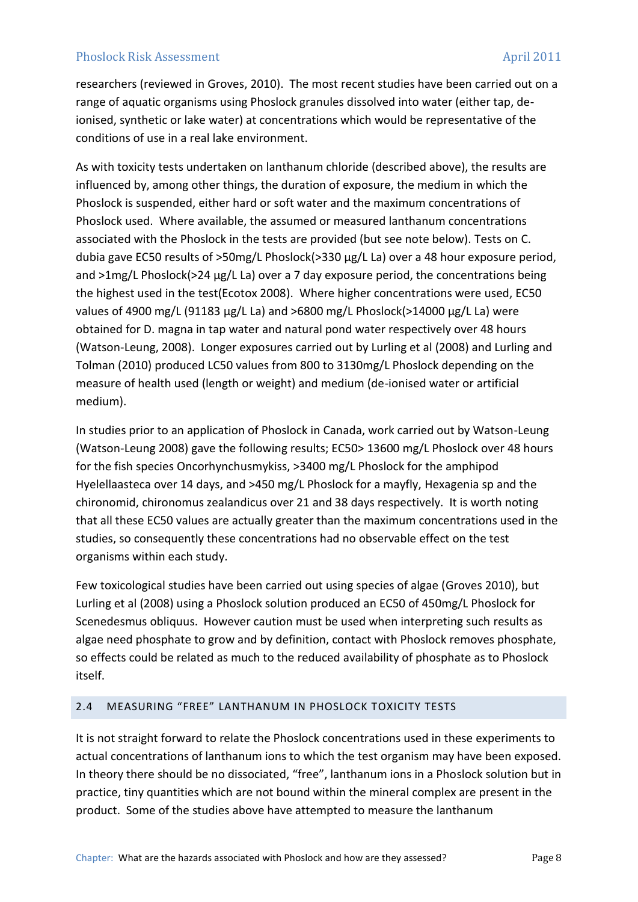researchers (reviewed in Groves, 2010). The most recent studies have been carried out on a range of aquatic organisms using Phoslock granules dissolved into water (either tap, de-ionised, synthetic or lake water) at concentrations which would be representative of the conditions of use in a real lake environment.

As with toxicity tests undertaken on lanthanum chloride (described above), the results are influenced by, among other things, the duration of exposure, the medium in which the Phoslock is suspended, either hard or soft water and the maximum concentrations of Phoslock used. Where available, the assumed or measured lanthanum concentrations associated with the Phoslock in the tests are provided (but see note below). Tests on C. dubia gave EC50 results of >50mg/L Phoslock(>330 µg/L La) over a 48 hour exposure period, and >1mg/L Phoslock(>24 µg/L La) over a 7 day exposure period, the concentrations being the highest used in the test(Ecotox 2008). Where higher concentrations were used, EC50 values of 4900 mg/L (91183 µg/L La) and >6800 mg/L Phoslock(>14000 µg/L La) were obtained for D. magna in tap water and natural pond water respectively over 48 hours (Watson-Leung, 2008). Longer exposures carried out by Lurling et al (2008) and Lurling and Tolman (2010) produced LC50 values from 800 to 3130mg/L Phoslock depending on the measure of health used (length or weight) and medium (de-ionised water or artificial medium).

In studies prior to an application of Phoslock in Canada, work carried out by Watson-Leung (Watson-Leung 2008) gave the following results; EC50> 13600 mg/L Phoslock over 48 hours for the fish species Oncorhynchusmykiss, >3400 mg/L Phoslock for the amphipod Hyelellaasteca over 14 days, and >450 mg/L Phoslock for a mayfly, Hexagenia sp and the chironomid, chironomus zealandicus over 21 and 38 days respectively. It is worth noting that all these EC50 values are actually greater than the maximum concentrations used in the studies, so consequently these concentrations had no observable effect on the test organisms within each study.

Few toxicological studies have been carried out using species of algae (Groves 2010), but Lurling et al (2008) using a Phoslock solution produced an EC50 of 450mg/L Phoslock for Scenedesmus obliquus. However caution must be used when interpreting such results as algae need phosphate to grow and by definition, contact with Phoslock removes phosphate, so effects could be related as much to the reduced availability of phosphate as to Phoslock itself.

### 2.4 MEASURING "FREE" LANTHANUM IN PHOSLOCK TOXICITY TESTS

It is not straight forward to relate the Phoslock concentrations used in these experiments to actual concentrations of lanthanum ions to which the test organism may have been exposed. In theory there should be no dissociated, "free", lanthanum ions in a Phoslock solution but in practice, tiny quantities which are not bound within the mineral complex are present in the product. Some of the studies above have attempted to measure the lanthanum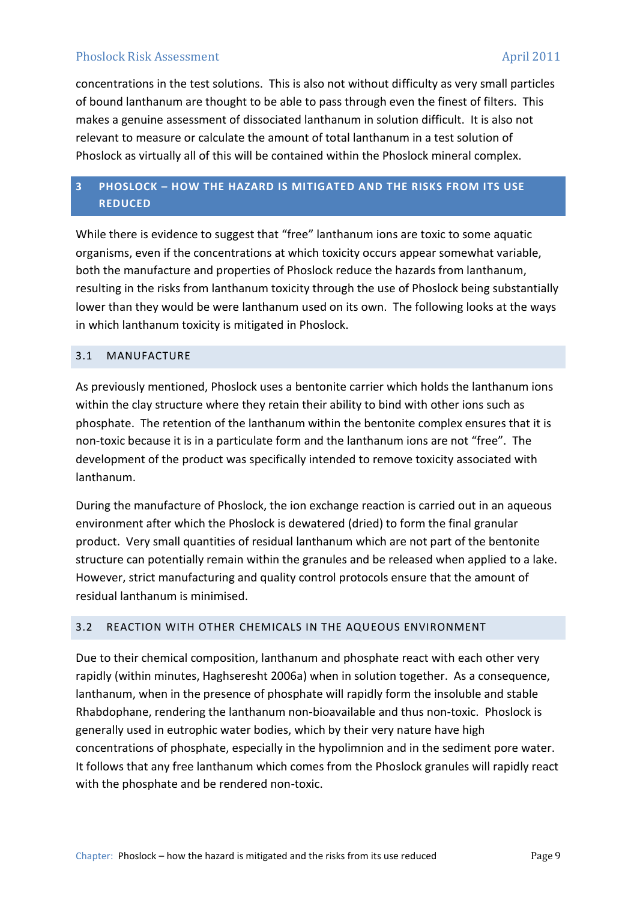concentrations in the test solutions. This is also not without difficulty as very small particles of bound lanthanum are thought to be able to pass through even the finest of filters. This makes a genuine assessment of dissociated lanthanum in solution difficult. It is also not relevant to measure or calculate the amount of total lanthanum in a test solution of Phoslock as virtually all of this will be contained within the Phoslock mineral complex.

## 3 PHOSLOCK – HOW THE HAZARD IS MITIGATED AND THE RISKS FROM ITS USE REDUCED

While there is evidence to suggest that "free" lanthanum ions are toxic to some aquatic organisms, even if the concentrations at which toxicity occurs appear somewhat variable, both the manufacture and properties of Phoslock reduce the hazards from lanthanum, resulting in the risks from lanthanum toxicity through the use of Phoslock being substantially lower than they would be were lanthanum used on its own. The following looks at the ways in which lanthanum toxicity is mitigated in Phoslock.

### 3.1 MANUFACTURE

As previously mentioned, Phoslock uses a bentonite carrier which holds the lanthanum ions within the clay structure where they retain their ability to bind with other ions such as phosphate. The retention of the lanthanum within the bentonite complex ensures that it is non-toxic because it is in a particulate form and the lanthanum ions are not "free". The development of the product was specifically intended to remove toxicity associated with lanthanum.

During the manufacture of Phoslock, the ion exchange reaction is carried out in an aqueous environment after which the Phoslock is dewatered (dried) to form the final granular product. Very small quantities of residual lanthanum which are not part of the bentonite structure can potentially remain within the granules and be released when applied to a lake. However, strict manufacturing and quality control protocols ensure that the amount of residual lanthanum is minimised.

### 3.2 REACTION WITH OTHER CHEMICALS IN THE AQUEOUS ENVIRONMENT

Due to their chemical composition, lanthanum and phosphate react with each other very rapidly (within minutes, Haghseresht 2006a) when in solution together. As a consequence, lanthanum, when in the presence of phosphate will rapidly form the insoluble and stable Rhabdophane, rendering the lanthanum non-bioavailable and thus non-toxic. Phoslock is generally used in eutrophic water bodies, which by their very nature have high concentrations of phosphate, especially in the hypolimnion and in the sediment pore water. It follows that any free lanthanum which comes from the Phoslock granules will rapidly react with the phosphate and be rendered non-toxic.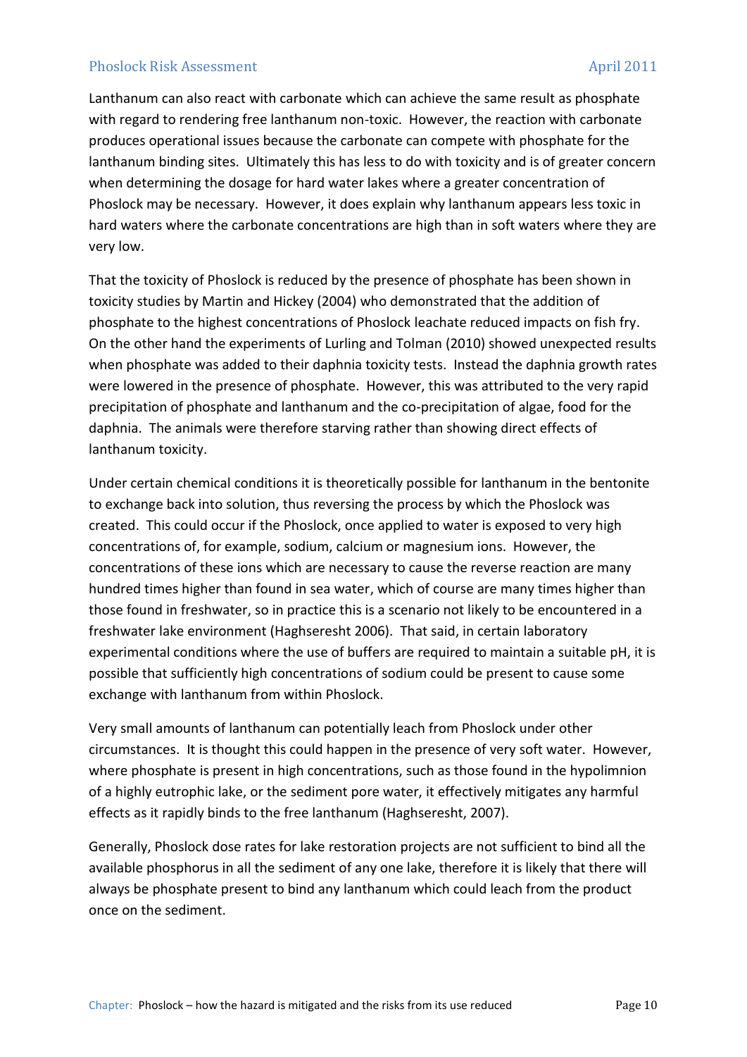Lanthanum can also react with carbonate which can achieve the same result as phosphate with regard to rendering free lanthanum non-toxic. However, the reaction with carbonate produces operational issues because the carbonate can compete with phosphate for the lanthanum binding sites. Ultimately this has less to do with toxicity and is of greater concern when determining the dosage for hard water lakes where a greater concentration of Phoslock may be necessary. However, it does explain why lanthanum appears less toxic in hard waters where the carbonate concentrations are high than in soft waters where they are very low.

That the toxicity of Phoslock is reduced by the presence of phosphate has been shown in toxicity studies by Martin and Hickey (2004) who demonstrated that the addition of phosphate to the highest concentrations of Phoslock leachate reduced impacts on fish fry. On the other hand the experiments of Lurling and Tolman (2010) showed unexpected results when phosphate was added to their daphnia toxicity tests. Instead the daphnia growth rates were lowered in the presence of phosphate. However, this was attributed to the very rapid precipitation of phosphate and lanthanum and the co-precipitation of algae, food for the daphnia. The animals were therefore starving rather than showing direct effects of lanthanum toxicity.

Under certain chemical conditions it is theoretically possible for lanthanum in the bentonite to exchange back into solution, thus reversing the process by which the Phoslock was created. This could occur if the Phoslock, once applied to water is exposed to very high concentrations of, for example, sodium, calcium or magnesium ions. However, the concentrations of these ions which are necessary to cause the reverse reaction are many hundred times higher than found in sea water, which of course are many times higher than those found in freshwater, so in practice this is a scenario not likely to be encountered in a freshwater lake environment (Haghseresht 2006). That said, in certain laboratory experimental conditions where the use of buffers are required to maintain a suitable pH, it is possible that sufficiently high concentrations of sodium could be present to cause some exchange with lanthanum from within Phoslock.

Very small amounts of lanthanum can potentially leach from Phoslock under other circumstances. It is thought this could happen in the presence of very soft water. However, where phosphate is present in high concentrations, such as those found in the hypolimnion of a highly eutrophic lake, or the sediment pore water, it effectively mitigates any harmful effects as it rapidly binds to the free lanthanum (Haghseresht, 2007).

Generally, Phoslock dose rates for lake restoration projects are not sufficient to bind all the available phosphorus in all the sediment of any one lake, therefore it is likely that there will always be phosphate present to bind any lanthanum which could leach from the product once on the sediment.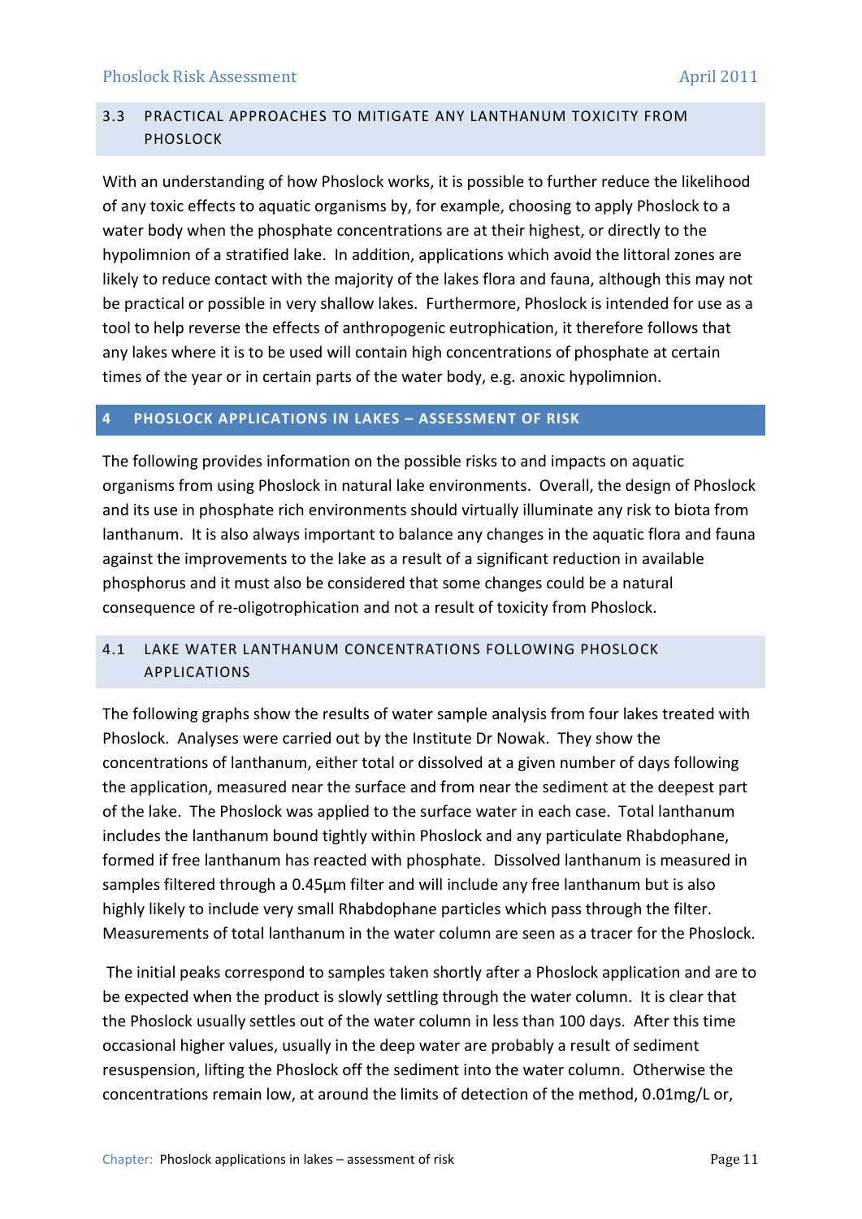### 3.3 PRACTICAL APPROACHES TO MITIGATE ANY LANTHANUM TOXICITY FROM PHOSLOCK

With an understanding of how Phoslock works, it is possible to further reduce the likelihood of any toxic effects to aquatic organisms by, for example, choosing to apply Phoslock to a water body when the phosphate concentrations are at their highest, or directly to the hypolimnion of a stratified lake. In addition, applications which avoid the littoral zones are likely to reduce contact with the majority of the lakes flora and fauna, although this may not be practical or possible in very shallow lakes. Furthermore, Phoslock is intended for use as a tool to help reverse the effects of anthropogenic eutrophication, it therefore follows that any lakes where it is to be used will contain high concentrations of phosphate at certain times of the year or in certain parts of the water body, e.g. anoxic hypolimnion.

## 4 PHOSLOCK APPLICATIONS IN LAKES – ASSESSMENT OF RISK

The following provides information on the possible risks to and impacts on aquatic organisms from using Phoslock in natural lake environments. Overall, the design of Phoslock and its use in phosphate rich environments should virtually illuminate any risk to biota from lanthanum. It is also always important to balance any changes in the aquatic flora and fauna against the improvements to the lake as a result of a significant reduction in available phosphorus and it must also be considered that some changes could be a natural consequence of re-oligotrophication and not a result of toxicity from Phoslock.

### 4.1 LAKE WATER LANTHANUM CONCENTRATIONS FOLLOWING PHOSLOCK APPLICATIONS

The following graphs show the results of water sample analysis from four lakes treated with Phoslock. Analyses were carried out by the Institute Dr Nowak. They show the concentrations of lanthanum, either total or dissolved at a given number of days following the application, measured near the surface and from near the sediment at the deepest part of the lake. The Phoslock was applied to the surface water in each case. Total lanthanum includes the lanthanum bound tightly within Phoslock and any particulate Rhabdophane, formed if free lanthanum has reacted with phosphate. Dissolved lanthanum is measured in samples filtered through a 0.45µm filter and will include any free lanthanum but is also highly likely to include very small Rhabdophane particles which pass through the filter. Measurements of total lanthanum in the water column are seen as a tracer for the Phoslock.

The initial peaks correspond to samples taken shortly after a Phoslock application and are to be expected when the product is slowly settling through the water column. It is clear that the Phoslock usually settles out of the water column in less than 100 days. After this time occasional higher values, usually in the deep water are probably a result of sediment resuspension, lifting the Phoslock off the sediment into the water column. Otherwise the concentrations remain low, at around the limits of detection of the method, 0.01mg/L or,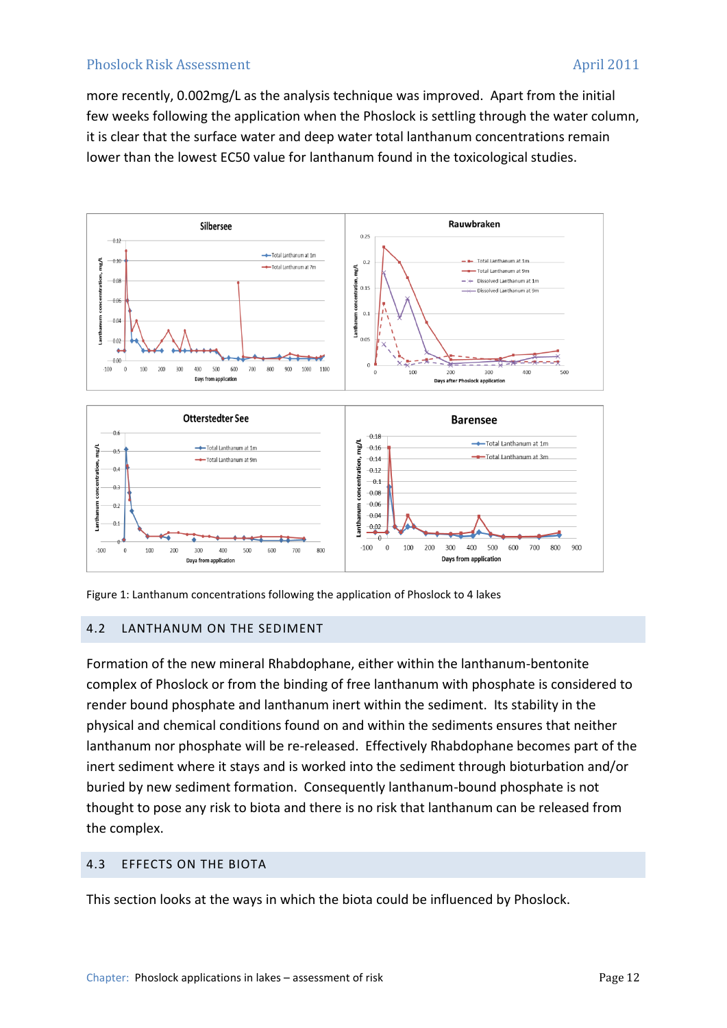more recently, 0.002mg/L as the analysis technique was improved. Apart from the initial few weeks following the application when the Phoslock is settling through the water column, it is clear that the surface water and deep water total lanthanum concentrations remain lower than the lowest EC50 value for lanthanum found in the toxicological studies.

Figure 1: Lanthanum concentrations following the application of Phoslock to 4 lakes

## 4.2 LANTHANUM ON THE SEDIMENT

Formation of the new mineral Rhabdophane, either within the lanthanum-bentonite complex of Phoslock or from the binding of free lanthanum with phosphate is considered to render bound phosphate and lanthanum inert within the sediment. Its stability in the physical and chemical conditions found on and within the sediments ensures that neither lanthanum nor phosphate will be re-released. Effectively Rhabdophane becomes part of the inert sediment where it stays and is worked into the sediment through bioturbation and/or buried by new sediment formation. Consequently lanthanum-bound phosphate is not thought to pose any risk to biota and there is no risk that lanthanum can be released from the complex.

## 4.3 EFFECTS ON THE BIOTA

This section looks at the ways in which the biota could be influenced by Phoslock.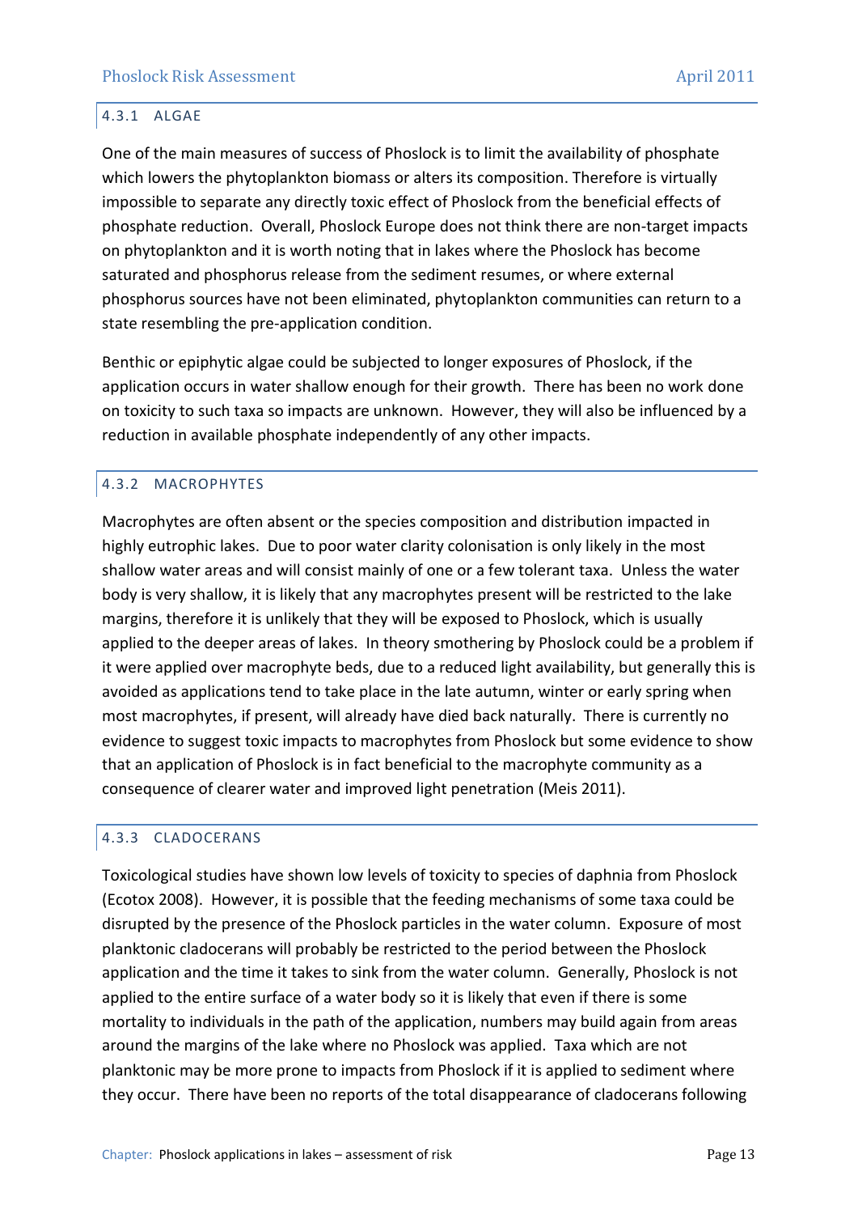### 4.3.1 ALGAE

One of the main measures of success of Phoslock is to limit the availability of phosphate which lowers the phytoplankton biomass or alters its composition. Therefore is virtually impossible to separate any directly toxic effect of Phoslock from the beneficial effects of phosphate reduction. Overall, Phoslock Europe does not think there are non-target impacts on phytoplankton and it is worth noting that in lakes where the Phoslock has become saturated and phosphorus release from the sediment resumes, or where external phosphorus sources have not been eliminated, phytoplankton communities can return to a state resembling the pre-application condition.

Benthic or epiphytic algae could be subjected to longer exposures of Phoslock, if the application occurs in water shallow enough for their growth. There has been no work done on toxicity to such taxa so impacts are unknown. However, they will also be influenced by a reduction in available phosphate independently of any other impacts.

### 4.3.2 MACROPHYTES

Macrophytes are often absent or the species composition and distribution impacted in highly eutrophic lakes. Due to poor water clarity colonisation is only likely in the most shallow water areas and will consist mainly of one or a few tolerant taxa. Unless the water body is very shallow, it is likely that any macrophytes present will be restricted to the lake margins, therefore it is unlikely that they will be exposed to Phoslock, which is usually applied to the deeper areas of lakes. In theory smothering by Phoslock could be a problem if it were applied over macrophyte beds, due to a reduced light availability, but generally this is avoided as applications tend to take place in the late autumn, winter or early spring when most macrophytes, if present, will already have died back naturally. There is currently no evidence to suggest toxic impacts to macrophytes from Phoslock but some evidence to show that an application of Phoslock is in fact beneficial to the macrophyte community as a consequence of clearer water and improved light penetration (Meis 2011).

### 4.3.3 CLADOCERANS

Toxicological studies have shown low levels of toxicity to species of daphnia from Phoslock (Ecotox 2008). However, it is possible that the feeding mechanisms of some taxa could be disrupted by the presence of the Phoslock particles in the water column. Exposure of most planktonic cladocerans will probably be restricted to the period between the Phoslock application and the time it takes to sink from the water column. Generally, Phoslock is not applied to the entire surface of a water body so it is likely that even if there is some mortality to individuals in the path of the application, numbers may build again from areas around the margins of the lake where no Phoslock was applied. Taxa which are not planktonic may be more prone to impacts from Phoslock if it is applied to sediment where they occur. There have been no reports of the total disappearance of cladocerans following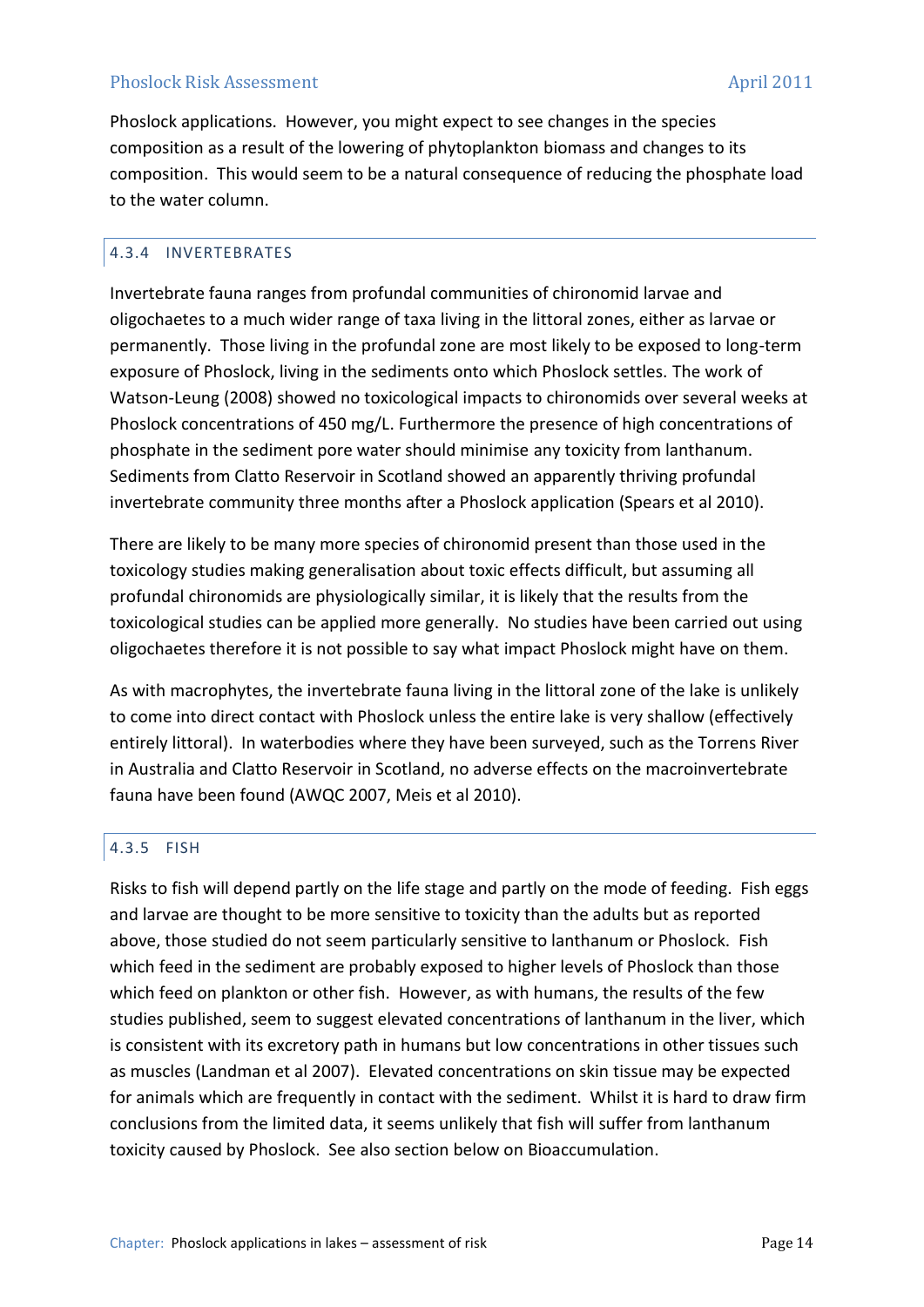Phoslock applications. However, you might expect to see changes in the species composition as a result of the lowering of phytoplankton biomass and changes to its composition. This would seem to be a natural consequence of reducing the phosphate load to the water column.

### 4.3.4 INVERTEBRATES

Invertebrate fauna ranges from profundal communities of chironomid larvae and oligochaetes to a much wider range of taxa living in the littoral zones, either as larvae or permanently. Those living in the profundal zone are most likely to be exposed to long-term exposure of Phoslock, living in the sediments onto which Phoslock settles. The work of Watson-Leung (2008) showed no toxicological impacts to chironomids over several weeks at Phoslock concentrations of 450 mg/L. Furthermore the presence of high concentrations of phosphate in the sediment pore water should minimise any toxicity from lanthanum. Sediments from Clatto Reservoir in Scotland showed an apparently thriving profundal invertebrate community three months after a Phoslock application (Spears et al 2010).

There are likely to be many more species of chironomid present than those used in the toxicology studies making generalisation about toxic effects difficult, but assuming all profundal chironomids are physiologically similar, it is likely that the results from the toxicological studies can be applied more generally. No studies have been carried out using oligochaetes therefore it is not possible to say what impact Phoslock might have on them.

As with macrophytes, the invertebrate fauna living in the littoral zone of the lake is unlikely to come into direct contact with Phoslock unless the entire lake is very shallow (effectively entirely littoral). In waterbodies where they have been surveyed, such as the Torrens River in Australia and Clatto Reservoir in Scotland, no adverse effects on the macroinvertebrate fauna have been found (AWQC 2007, Meis et al 2010).

### 4.3.5 FISH

Risks to fish will depend partly on the life stage and partly on the mode of feeding. Fish eggs and larvae are thought to be more sensitive to toxicity than the adults but as reported above, those studied do not seem particularly sensitive to lanthanum or Phoslock. Fish which feed in the sediment are probably exposed to higher levels of Phoslock than those which feed on plankton or other fish. However, as with humans, the results of the few studies published, seem to suggest elevated concentrations of lanthanum in the liver, which is consistent with its excretory path in humans but low concentrations in other tissues such as muscles (Landman et al 2007). Elevated concentrations on skin tissue may be expected for animals which are frequently in contact with the sediment. Whilst it is hard to draw firm conclusions from the limited data, it seems unlikely that fish will suffer from lanthanum toxicity caused by Phoslock. See also section below on Bioaccumulation.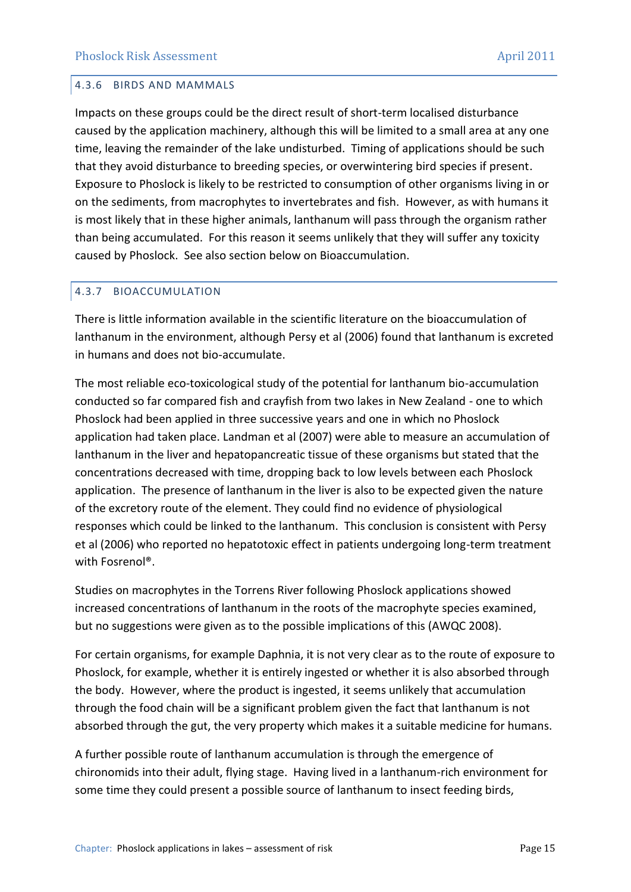### 4.3.6 BIRDS AND MAMMALS

Impacts on these groups could be the direct result of short-term localised disturbance caused by the application machinery, although this will be limited to a small area at any one time, leaving the remainder of the lake undisturbed. Timing of applications should be such that they avoid disturbance to breeding species, or overwintering bird species if present. Exposure to Phoslock is likely to be restricted to consumption of other organisms living in or on the sediments, from macrophytes to invertebrates and fish. However, as with humans it is most likely that in these higher animals, lanthanum will pass through the organism rather than being accumulated. For this reason it seems unlikely that they will suffer any toxicity caused by Phoslock. See also section below on Bioaccumulation.

### 4.3.7 BIOACCUMULATION

There is little information available in the scientific literature on the bioaccumulation of lanthanum in the environment, although Persy et al (2006) found that lanthanum is excreted in humans and does not bio-accumulate.

The most reliable eco-toxicological study of the potential for lanthanum bio-accumulation conducted so far compared fish and crayfish from two lakes in New Zealand - one to which Phoslock had been applied in three successive years and one in which no Phoslock application had taken place. Landman et al (2007) were able to measure an accumulation of lanthanum in the liver and hepatopancreatic tissue of these organisms but stated that the concentrations decreased with time, dropping back to low levels between each Phoslock application. The presence of lanthanum in the liver is also to be expected given the nature of the excretory route of the element. They could find no evidence of physiological responses which could be linked to the lanthanum. This conclusion is consistent with Persy et al (2006) who reported no hepatotoxic effect in patients undergoing long-term treatment with Fosrenol®.

Studies on macrophytes in the Torrens River following Phoslock applications showed increased concentrations of lanthanum in the roots of the macrophyte species examined, but no suggestions were given as to the possible implications of this (AWQC 2008).

For certain organisms, for example Daphnia, it is not very clear as to the route of exposure to Phoslock, for example, whether it is entirely ingested or whether it is also absorbed through the body. However, where the product is ingested, it seems unlikely that accumulation through the food chain will be a significant problem given the fact that lanthanum is not absorbed through the gut, the very property which makes it a suitable medicine for humans.

A further possible route of lanthanum accumulation is through the emergence of chironomids into their adult, flying stage. Having lived in a lanthanum-rich environment for some time they could present a possible source of lanthanum to insect feeding birds,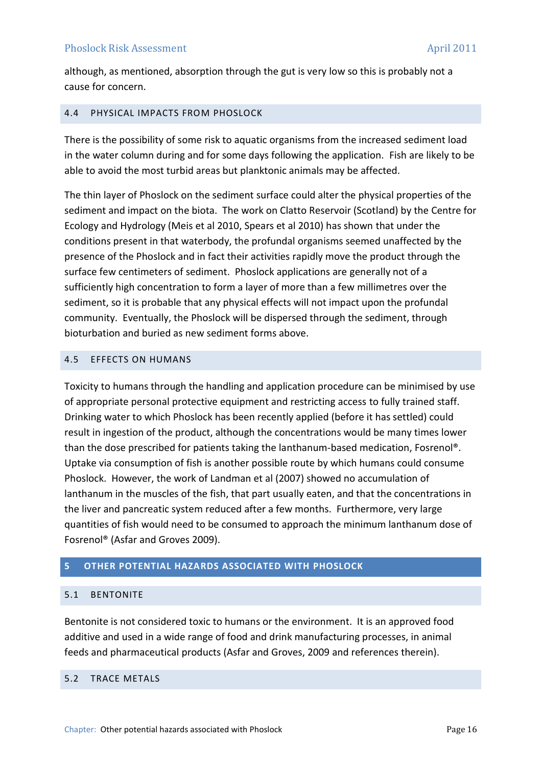although, as mentioned, absorption through the gut is very low so this is probably not a cause for concern.

### 4.4 PHYSICAL IMPACTS FROM PHOSLOCK

There is the possibility of some risk to aquatic organisms from the increased sediment load in the water column during and for some days following the application. Fish are likely to be able to avoid the most turbid areas but planktonic animals may be affected.

The thin layer of Phoslock on the sediment surface could alter the physical properties of the sediment and impact on the biota. The work on Clatto Reservoir (Scotland) by the Centre for Ecology and Hydrology (Meis et al 2010, Spears et al 2010) has shown that under the conditions present in that waterbody, the profundal organisms seemed unaffected by the presence of the Phoslock and in fact their activities rapidly move the product through the surface few centimeters of sediment. Phoslock applications are generally not of a sufficiently high concentration to form a layer of more than a few millimetres over the sediment, so it is probable that any physical effects will not impact upon the profundal community. Eventually, the Phoslock will be dispersed through the sediment, through bioturbation and buried as new sediment forms above.

### 4.5 EFFECTS ON HUMANS

Toxicity to humans through the handling and application procedure can be minimised by use of appropriate personal protective equipment and restricting access to fully trained staff. Drinking water to which Phoslock has been recently applied (before it has settled) could result in ingestion of the product, although the concentrations would be many times lower than the dose prescribed for patients taking the lanthanum-based medication, Fosrenol®. Uptake via consumption of fish is another possible route by which humans could consume Phoslock. However, the work of Landman et al (2007) showed no accumulation of lanthanum in the muscles of the fish, that part usually eaten, and that the concentrations in the liver and pancreatic system reduced after a few months. Furthermore, very large quantities of fish would need to be consumed to approach the minimum lanthanum dose of Fosrenol® (Asfar and Groves 2009).

## 5 OTHER POTENTIAL HAZARDS ASSOCIATED WITH PHOSLOCK

### 5.1 BENTONITE

Bentonite is not considered toxic to humans or the environment. It is an approved food additive and used in a wide range of food and drink manufacturing processes, in animal feeds and pharmaceutical products (Asfar and Groves, 2009 and references therein).

### 5.2 TRACE METALS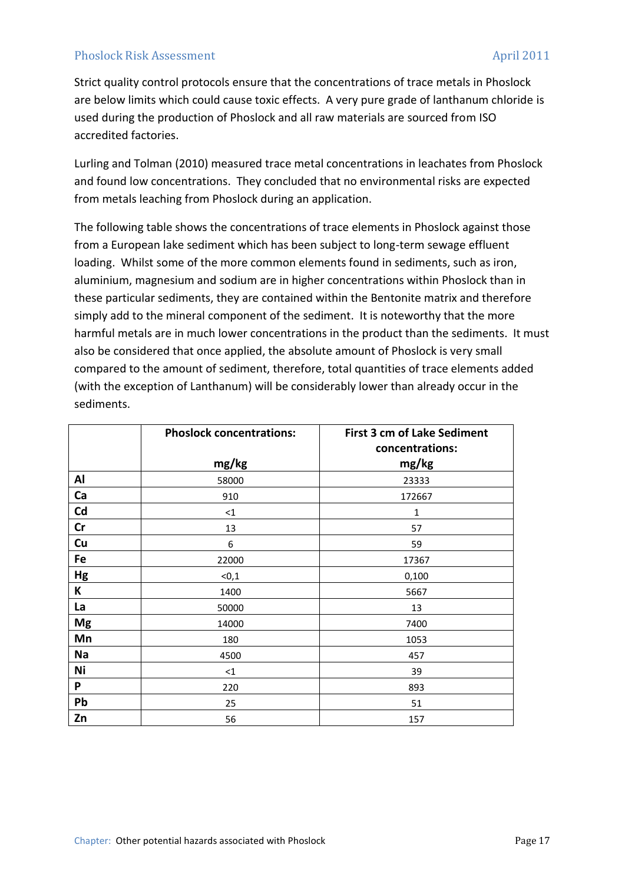Strict quality control protocols ensure that the concentrations of trace metals in Phoslock are below limits which could cause toxic effects. A very pure grade of lanthanum chloride is used during the production of Phoslock and all raw materials are sourced from ISO accredited factories.

Lurling and Tolman (2010) measured trace metal concentrations in leachates from Phoslock and found low concentrations. They concluded that no environmental risks are expected from metals leaching from Phoslock during an application.

The following table shows the concentrations of trace elements in Phoslock against those from a European lake sediment which has been subject to long-term sewage effluent loading. Whilst some of the more common elements found in sediments, such as iron, aluminium, magnesium and sodium are in higher concentrations within Phoslock than in these particular sediments, they are contained within the Bentonite matrix and therefore simply add to the mineral component of the sediment. It is noteworthy that the more harmful metals are in much lower concentrations in the product than the sediments. It must also be considered that once applied, the absolute amount of Phoslock is very small compared to the amount of sediment, therefore, total quantities of trace elements added (with the exception of Lanthanum) will be considerably lower than already occur in the sediments.

| | **Phoslock concentrations: mg/kg** | **First 3 cm of Lake Sediment concentrations: mg/kg** |
|---|---|---|
| **Al** | 58000 | 23333 |
| **Ca** | 910 | 172667 |
| **Cd** | <1 | 1 |
| **Cr** | 13 | 57 |
| **Cu** | 6 | 59 |
| **Fe** | 22000 | 17367 |
| **Hg** | <0,1 | 0,100 |
| **K** | 1400 | 5667 |
| **La** | 50000 | 13 |
| **Mg** | 14000 | 7400 |
| **Mn** | 180 | 1053 |
| **Na** | 4500 | 457 |
| **Ni** | <1 | 39 |
| **P** | 220 | 893 |
| **Pb** | 25 | 51 |
| **Zn** | 56 | 157 |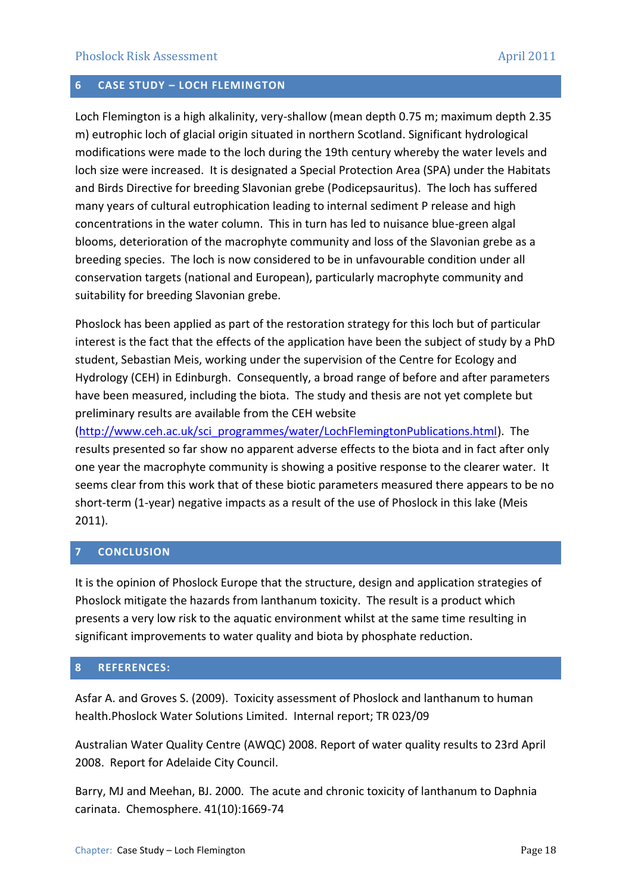## 6 CASE STUDY – LOCH FLEMINGTON

Loch Flemington is a high alkalinity, very-shallow (mean depth 0.75 m; maximum depth 2.35 m) eutrophic loch of glacial origin situated in northern Scotland. Significant hydrological modifications were made to the loch during the 19th century whereby the water levels and loch size were increased. It is designated a Special Protection Area (SPA) under the Habitats and Birds Directive for breeding Slavonian grebe (Podicepsauritus). The loch has suffered many years of cultural eutrophication leading to internal sediment P release and high concentrations in the water column. This in turn has led to nuisance blue-green algal blooms, deterioration of the macrophyte community and loss of the Slavonian grebe as a breeding species. The loch is now considered to be in unfavourable condition under all conservation targets (national and European), particularly macrophyte community and suitability for breeding Slavonian grebe.

Phoslock has been applied as part of the restoration strategy for this loch but of particular interest is the fact that the effects of the application have been the subject of study by a PhD student, Sebastian Meis, working under the supervision of the Centre for Ecology and Hydrology (CEH) in Edinburgh. Consequently, a broad range of before and after parameters have been measured, including the biota. The study and thesis are not yet complete but preliminary results are available from the CEH website (http://www.ceh.ac.uk/sci_programmes/water/LochFlemingtonPublications.html). The results presented so far show no apparent adverse effects to the biota and in fact after only one year the macrophyte community is showing a positive response to the clearer water. It seems clear from this work that of these biotic parameters measured there appears to be no short-term (1-year) negative impacts as a result of the use of Phoslock in this lake (Meis 2011).

## 7 CONCLUSION

It is the opinion of Phoslock Europe that the structure, design and application strategies of Phoslock mitigate the hazards from lanthanum toxicity. The result is a product which presents a very low risk to the aquatic environment whilst at the same time resulting in significant improvements to water quality and biota by phosphate reduction.

## 8 REFERENCES:

Asfar A. and Groves S. (2009). Toxicity assessment of Phoslock and lanthanum to human health.Phoslock Water Solutions Limited. Internal report; TR 023/09

Australian Water Quality Centre (AWQC) 2008. Report of water quality results to 23rd April 2008. Report for Adelaide City Council.

Barry, MJ and Meehan, BJ. 2000. The acute and chronic toxicity of lanthanum to Daphnia carinata. Chemosphere. 41(10):1669-74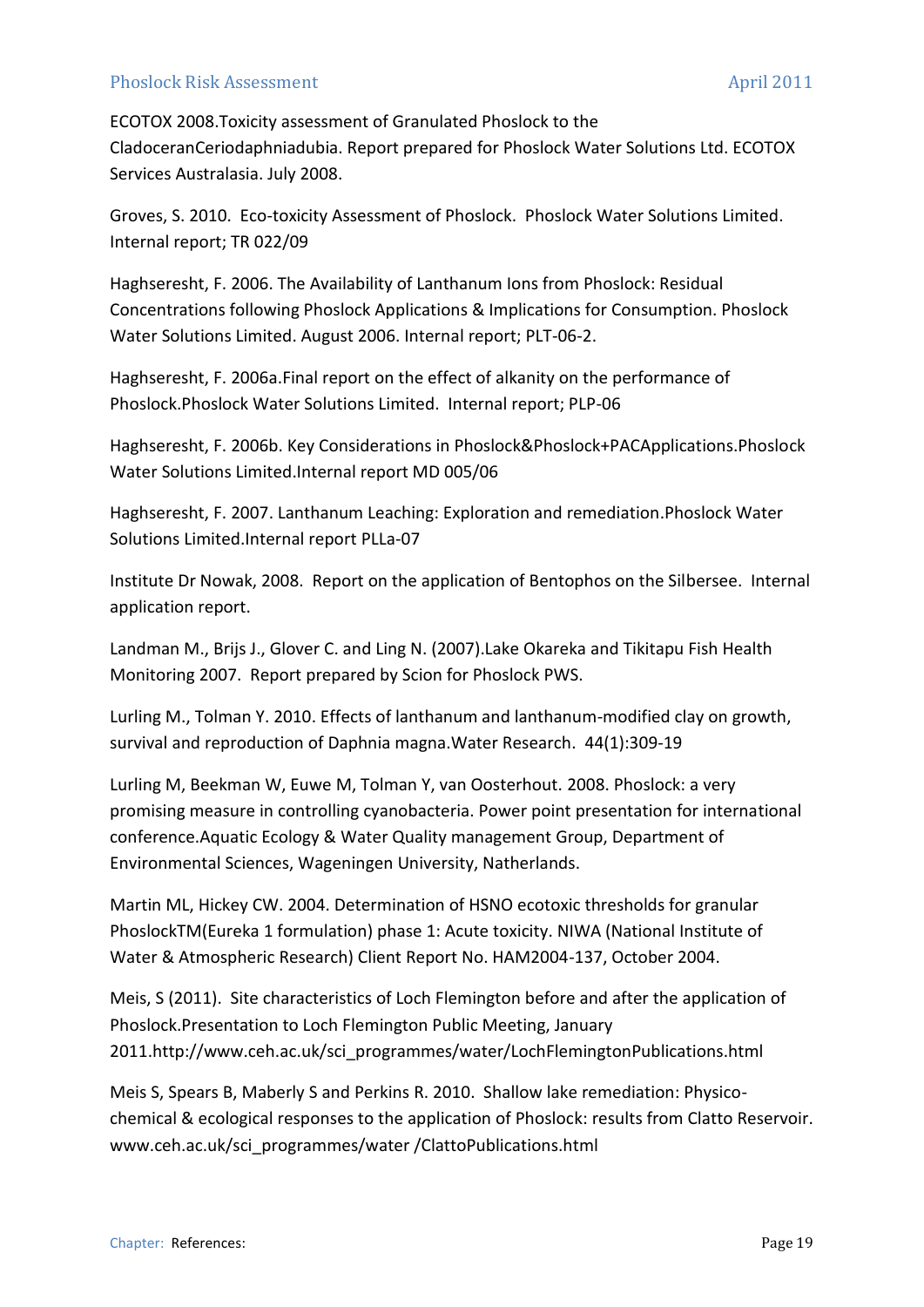ECOTOX 2008.Toxicity assessment of Granulated Phoslock to the CladoceranCeriodaphniadubia. Report prepared for Phoslock Water Solutions Ltd. ECOTOX Services Australasia. July 2008.

Groves, S. 2010. Eco-toxicity Assessment of Phoslock. Phoslock Water Solutions Limited. Internal report; TR 022/09

Haghseresht, F. 2006. The Availability of Lanthanum Ions from Phoslock: Residual Concentrations following Phoslock Applications & Implications for Consumption. Phoslock Water Solutions Limited. August 2006. Internal report; PLT-06-2.

Haghseresht, F. 2006a.Final report on the effect of alkanity on the performance of Phoslock.Phoslock Water Solutions Limited. Internal report; PLP-06

Haghseresht, F. 2006b. Key Considerations in Phoslock&Phoslock+PACApplications.Phoslock Water Solutions Limited.Internal report MD 005/06

Haghseresht, F. 2007. Lanthanum Leaching: Exploration and remediation.Phoslock Water Solutions Limited.Internal report PLLa-07

Institute Dr Nowak, 2008. Report on the application of Bentophos on the Silbersee. Internal application report.

Landman M., Brijs J., Glover C. and Ling N. (2007).Lake Okareka and Tikitapu Fish Health Monitoring 2007. Report prepared by Scion for Phoslock PWS.

Lurling M., Tolman Y. 2010. Effects of lanthanum and lanthanum-modified clay on growth, survival and reproduction of Daphnia magna.Water Research. 44(1):309-19

Lurling M, Beekman W, Euwe M, Tolman Y, van Oosterhout. 2008. Phoslock: a very promising measure in controlling cyanobacteria. Power point presentation for international conference.Aquatic Ecology & Water Quality management Group, Department of Environmental Sciences, Wageningen University, Natherlands.

Martin ML, Hickey CW. 2004. Determination of HSNO ecotoxic thresholds for granular PhoslockTM(Eureka 1 formulation) phase 1: Acute toxicity. NIWA (National Institute of Water & Atmospheric Research) Client Report No. HAM2004-137, October 2004.

Meis, S (2011). Site characteristics of Loch Flemington before and after the application of Phoslock.Presentation to Loch Flemington Public Meeting, January 2011.http://www.ceh.ac.uk/sci_programmes/water/LochFlemingtonPublications.html

Meis S, Spears B, Maberly S and Perkins R. 2010. Shallow lake remediation: Physico-chemical & ecological responses to the application of Phoslock: results from Clatto Reservoir. www.ceh.ac.uk/sci_programmes/water /ClattoPublications.html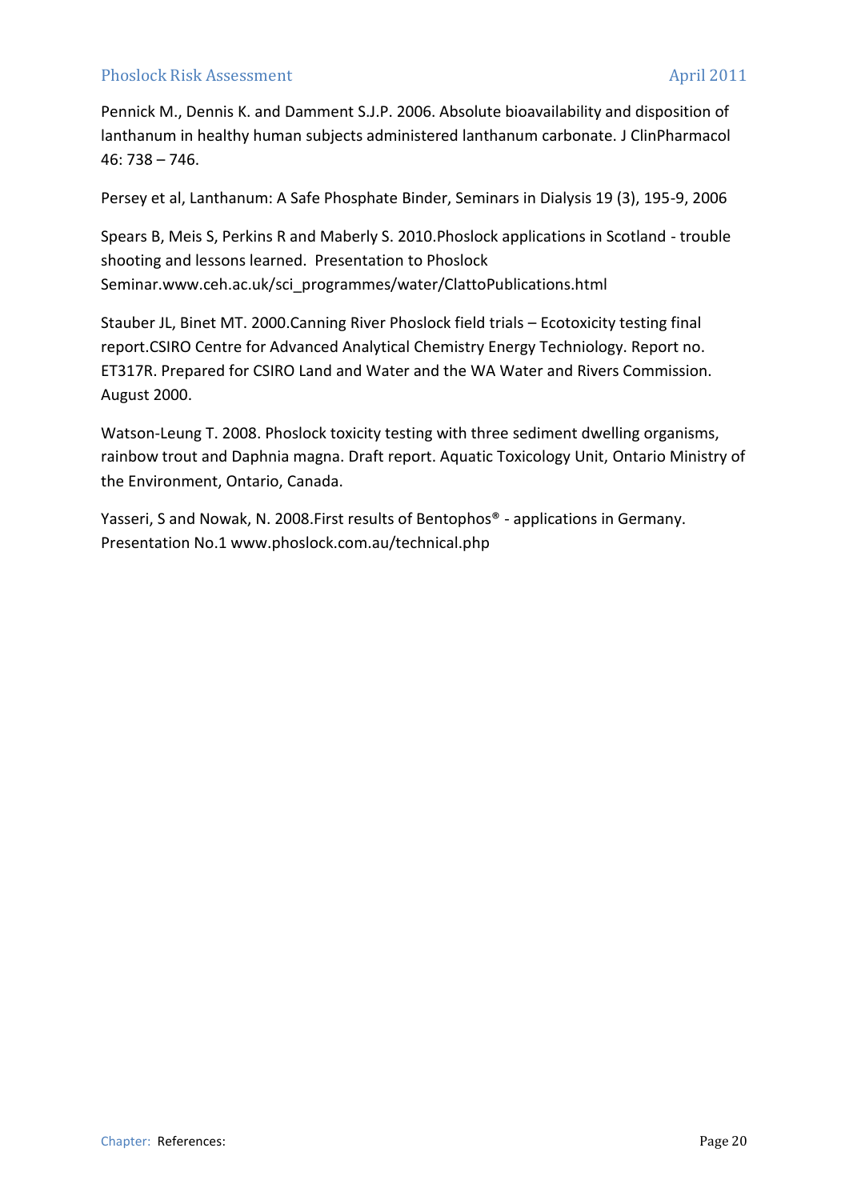Pennick M., Dennis K. and Damment S.J.P. 2006. Absolute bioavailability and disposition of lanthanum in healthy human subjects administered lanthanum carbonate. J ClinPharmacol 46: 738 – 746.

Persey et al, Lanthanum: A Safe Phosphate Binder, Seminars in Dialysis 19 (3), 195-9, 2006

Spears B, Meis S, Perkins R and Maberly S. 2010.Phoslock applications in Scotland - trouble shooting and lessons learned. Presentation to Phoslock Seminar.www.ceh.ac.uk/sci_programmes/water/ClattoPublications.html

Stauber JL, Binet MT. 2000.Canning River Phoslock field trials – Ecotoxicity testing final report.CSIRO Centre for Advanced Analytical Chemistry Energy Techniology. Report no. ET317R. Prepared for CSIRO Land and Water and the WA Water and Rivers Commission. August 2000.

Watson-Leung T. 2008. Phoslock toxicity testing with three sediment dwelling organisms, rainbow trout and Daphnia magna. Draft report. Aquatic Toxicology Unit, Ontario Ministry of the Environment, Ontario, Canada.

Yasseri, S and Nowak, N. 2008.First results of Bentophos® - applications in Germany. Presentation No.1 www.phoslock.com.au/technical.php